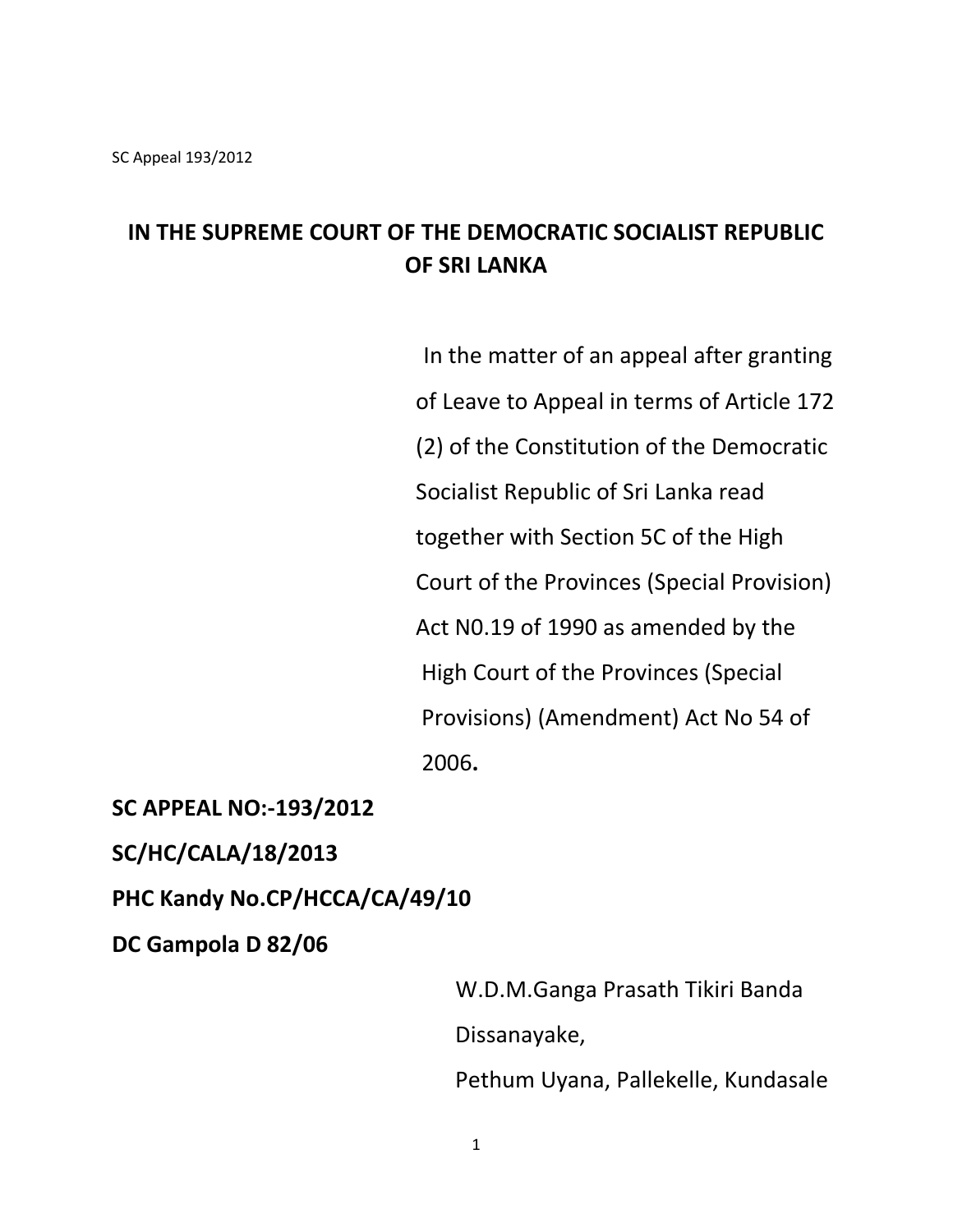SC Appeal 193/2012

**IN THE SUPREME COURT OF THE DEMOCRATIC SOCIALIST REPUBLIC OF SRI LANKA**

In the matter of an appeal after granting of Leave to Appeal in terms of Article 172 (2) of the Constitution of the Democratic Socialist Republic of Sri Lanka read together with Section 5C of the High Court of the Provinces (Special Provision) Act N0.19 of 1990 as amended by the High Court of the Provinces (Special Provisions) (Amendment) Act No 54 of 2006**.**

**SC APPEAL NO:-193/2012**

**SC/HC/CALA/18/2013**

**PHC Kandy No.CP/HCCA/CA/49/10**

**DC Gampola D 82/06**

W.D.M.Ganga Prasath Tikiri Banda Dissanayake,

Pethum Uyana, Pallekelle, Kundasale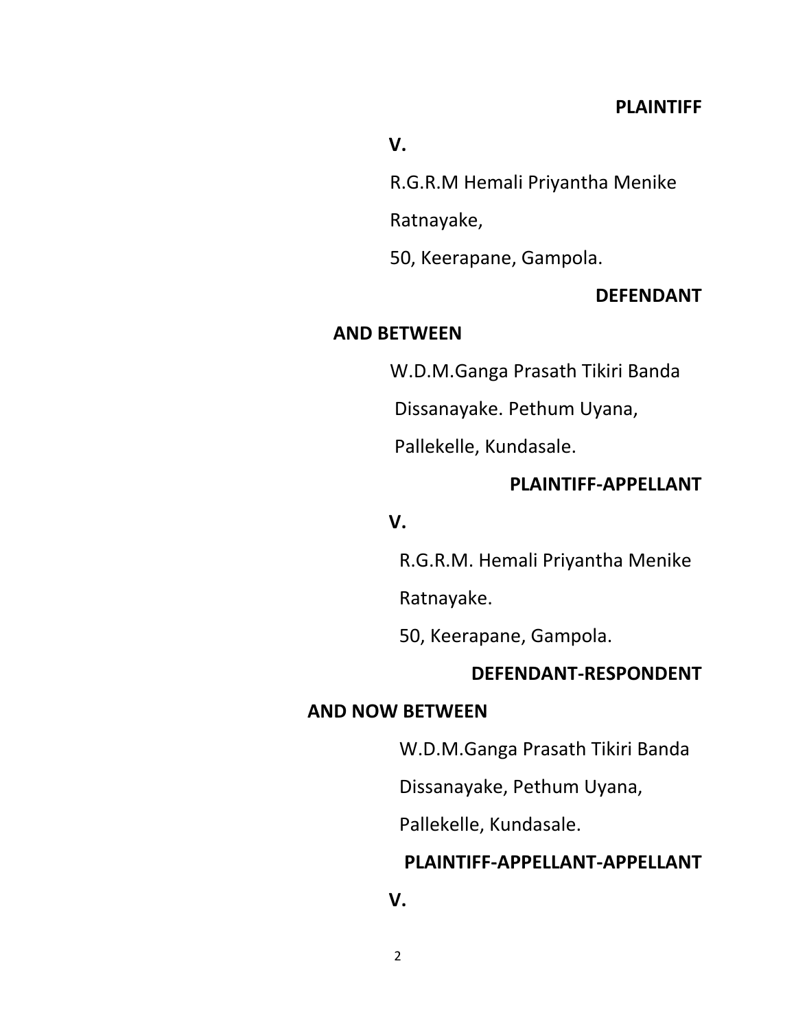**PLAINTIFF**

**V.**

R.G.R.M Hemali Priyantha Menike

Ratnayake,

50, Keerapane, Gampola.

**DEFENDANT**

**AND BETWEEN**

W.D.M.Ganga Prasath Tikiri Banda

Dissanayake. Pethum Uyana,

Pallekelle, Kundasale.

**PLAINTIFF-APPELLANT**

**V.**

R.G.R.M. Hemali Priyantha Menike

Ratnayake.

50, Keerapane, Gampola.

**DEFENDANT-RESPONDENT**

**AND NOW BETWEEN**

W.D.M.Ganga Prasath Tikiri Banda

Dissanayake, Pethum Uyana,

Pallekelle, Kundasale.

**PLAINTIFF-APPELLANT-APPELLANT**

**V.**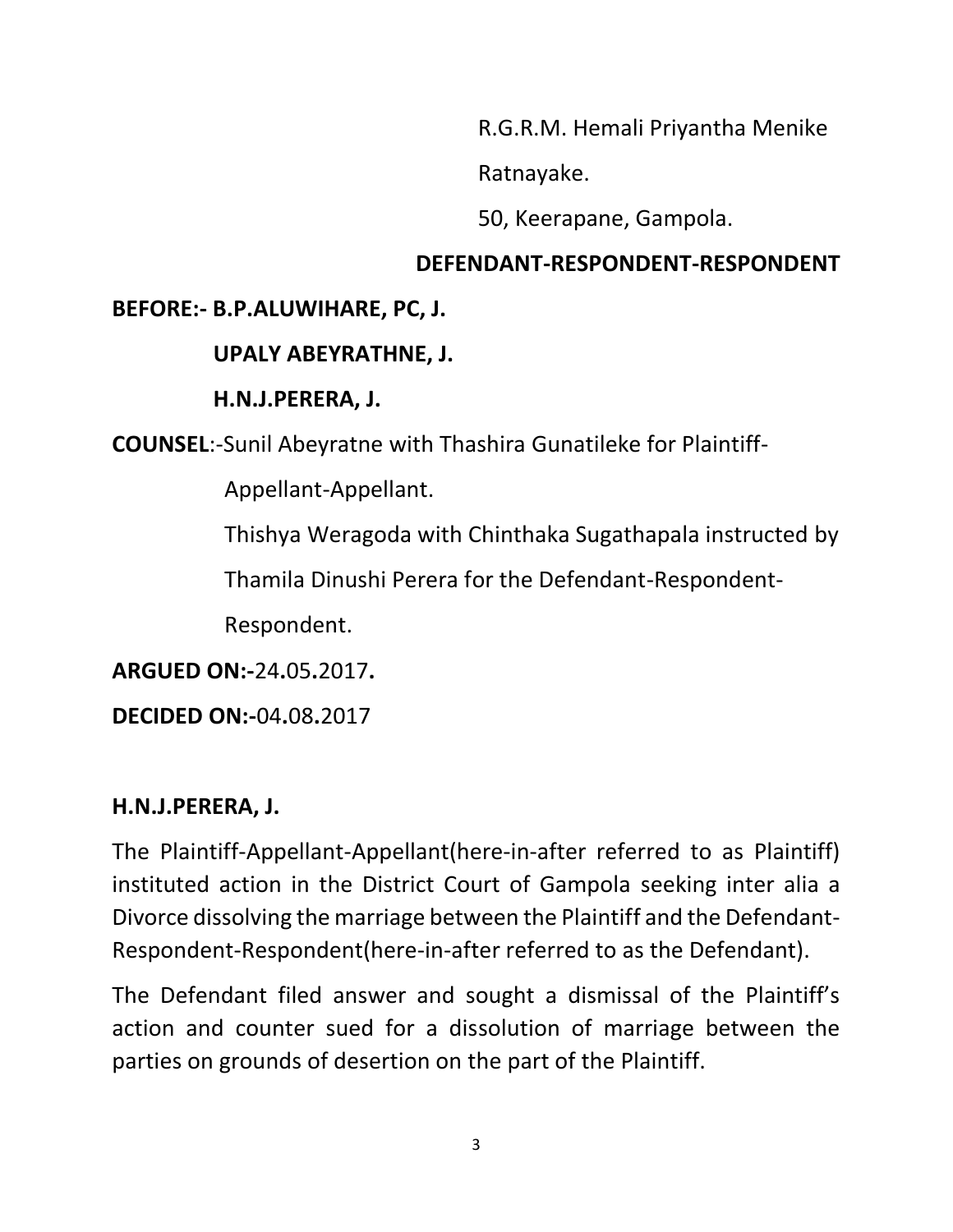R.G.R.M. Hemali Priyantha Menike

Ratnayake.

50, Keerapane, Gampola.

**DEFENDANT-RESPONDENT-RESPONDENT**

**BEFORE:- B.P.ALUWIHARE, PC, J.**

**UPALY ABEYRATHNE, J.**

**H.N.J.PERERA, J.**

**COUNSEL**:-Sunil Abeyratne with Thashira Gunatileke for Plaintiff-Appellant-Appellant.

Thishya Weragoda with Chinthaka Sugathapala instructed by Thamila Dinushi Perera for the Defendant-Respondent-Respondent.

**ARGUED ON:-**24**.**05**.**2017**.**

**DECIDED ON:-**04**.**08**.**2017

**H.N.J.PERERA, J.**

The Plaintiff-Appellant-Appellant(here-in-after referred to as Plaintiff) instituted action in the District Court of Gampola seeking inter alia a Divorce dissolving the marriage between the Plaintiff and the Defendant-Respondent-Respondent(here-in-after referred to as the Defendant).

The Defendant filed answer and sought a dismissal of the Plaintiff's action and counter sued for a dissolution of marriage between the parties on grounds of desertion on the part of the Plaintiff.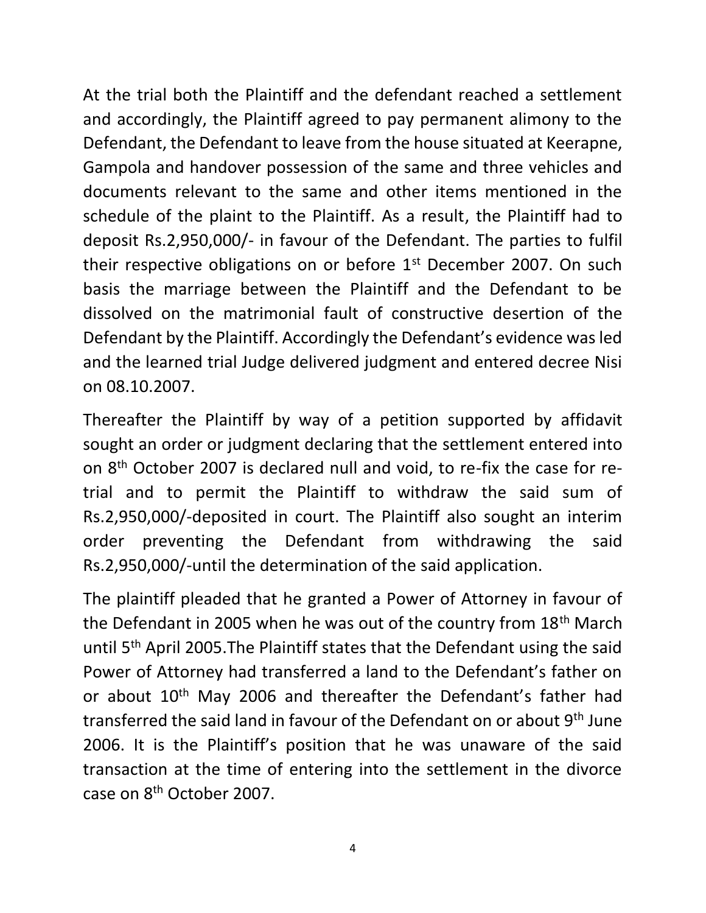At the trial both the Plaintiff and the defendant reached a settlement and accordingly, the Plaintiff agreed to pay permanent alimony to the Defendant, the Defendant to leave from the house situated at Keerapne, Gampola and handover possession of the same and three vehicles and documents relevant to the same and other items mentioned in the schedule of the plaint to the Plaintiff. As a result, the Plaintiff had to deposit Rs.2,950,000/- in favour of the Defendant. The parties to fulfil their respective obligations on or before 1st December 2007. On such basis the marriage between the Plaintiff and the Defendant to be dissolved on the matrimonial fault of constructive desertion of the Defendant by the Plaintiff. Accordingly the Defendant's evidence was led and the learned trial Judge delivered judgment and entered decree Nisi on 08.10.2007.

Thereafter the Plaintiff by way of a petition supported by affidavit sought an order or judgment declaring that the settlement entered into on 8th October 2007 is declared null and void, to re-fix the case for re-trial and to permit the Plaintiff to withdraw the said sum of Rs.2,950,000/-deposited in court. The Plaintiff also sought an interim order preventing the Defendant from withdrawing the said Rs.2,950,000/-until the determination of the said application.

The plaintiff pleaded that he granted a Power of Attorney in favour of the Defendant in 2005 when he was out of the country from 18th March until 5th April 2005.The Plaintiff states that the Defendant using the said Power of Attorney had transferred a land to the Defendant's father on or about 10th May 2006 and thereafter the Defendant's father had transferred the said land in favour of the Defendant on or about 9th June 2006. It is the Plaintiff's position that he was unaware of the said transaction at the time of entering into the settlement in the divorce case on 8th October 2007.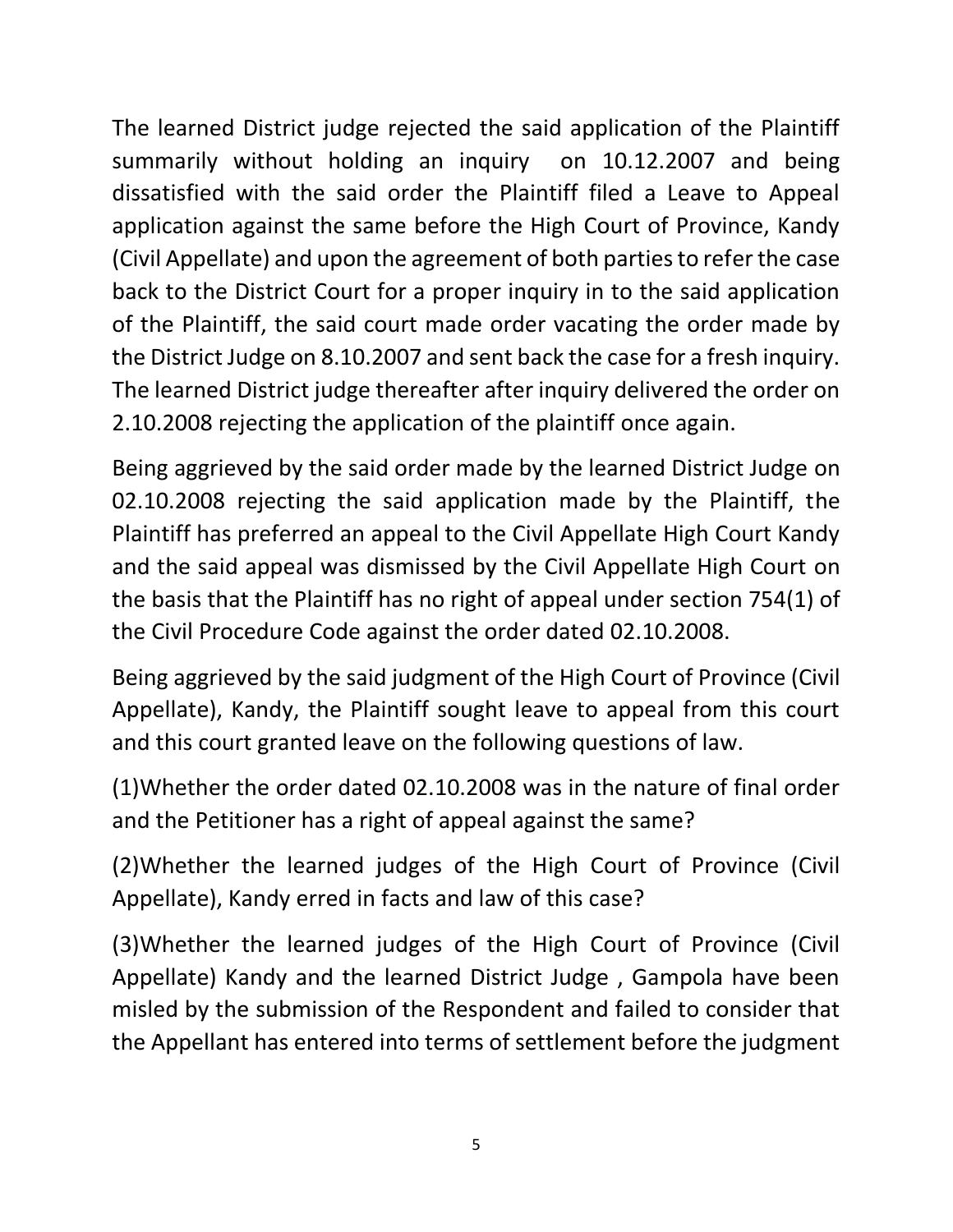The learned District judge rejected the said application of the Plaintiff summarily without holding an inquiry on 10.12.2007 and being dissatisfied with the said order the Plaintiff filed a Leave to Appeal application against the same before the High Court of Province, Kandy (Civil Appellate) and upon the agreement of both parties to refer the case back to the District Court for a proper inquiry in to the said application of the Plaintiff, the said court made order vacating the order made by the District Judge on 8.10.2007 and sent back the case for a fresh inquiry. The learned District judge thereafter after inquiry delivered the order on 2.10.2008 rejecting the application of the plaintiff once again.

Being aggrieved by the said order made by the learned District Judge on 02.10.2008 rejecting the said application made by the Plaintiff, the Plaintiff has preferred an appeal to the Civil Appellate High Court Kandy and the said appeal was dismissed by the Civil Appellate High Court on the basis that the Plaintiff has no right of appeal under section 754(1) of the Civil Procedure Code against the order dated 02.10.2008.

Being aggrieved by the said judgment of the High Court of Province (Civil Appellate), Kandy, the Plaintiff sought leave to appeal from this court and this court granted leave on the following questions of law.

(1)Whether the order dated 02.10.2008 was in the nature of final order and the Petitioner has a right of appeal against the same?

(2)Whether the learned judges of the High Court of Province (Civil Appellate), Kandy erred in facts and law of this case?

(3)Whether the learned judges of the High Court of Province (Civil Appellate) Kandy and the learned District Judge , Gampola have been misled by the submission of the Respondent and failed to consider that the Appellant has entered into terms of settlement before the judgment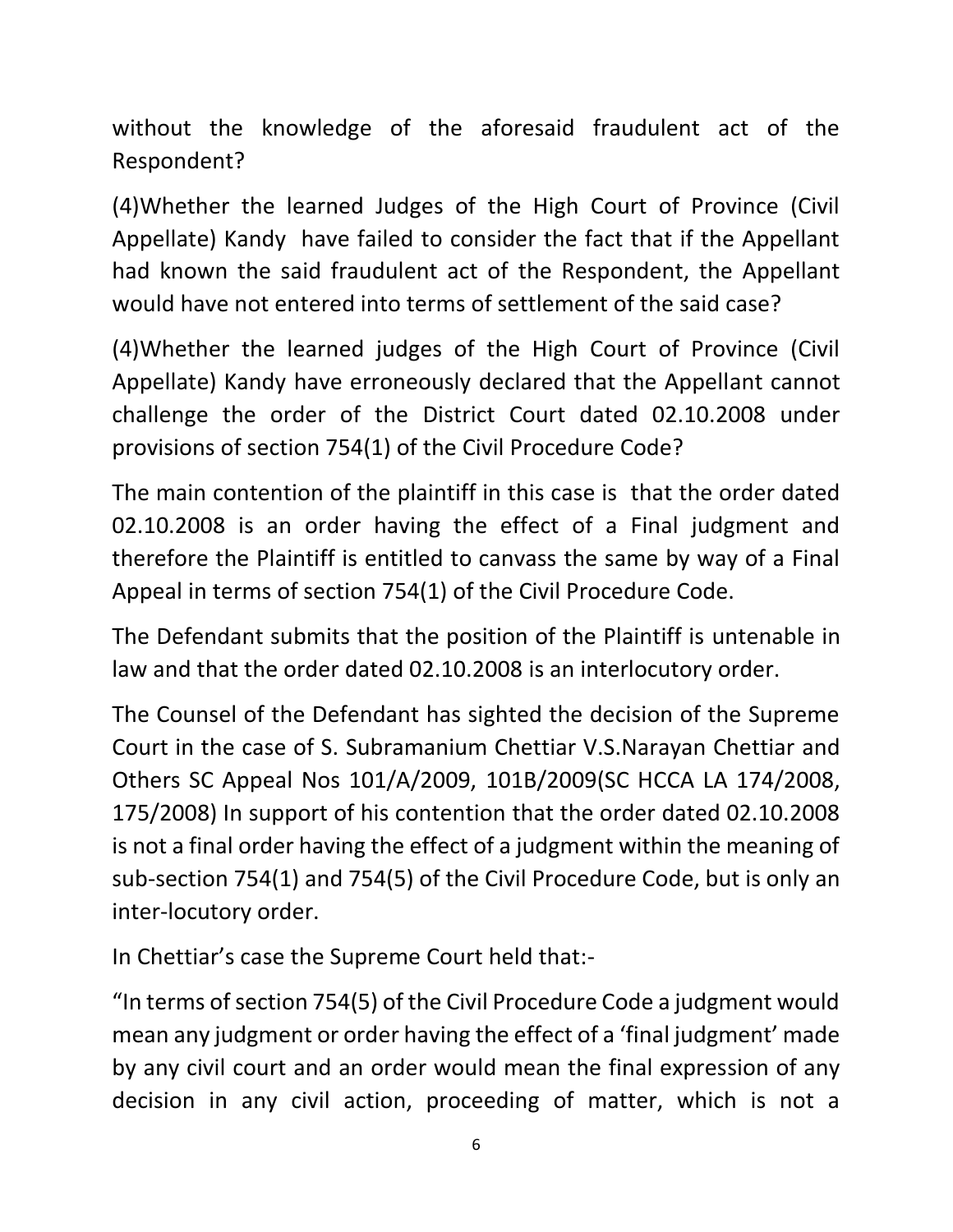without the knowledge of the aforesaid fraudulent act of the Respondent?

(4)Whether the learned Judges of the High Court of Province (Civil Appellate) Kandy have failed to consider the fact that if the Appellant had known the said fraudulent act of the Respondent, the Appellant would have not entered into terms of settlement of the said case?

(4)Whether the learned judges of the High Court of Province (Civil Appellate) Kandy have erroneously declared that the Appellant cannot challenge the order of the District Court dated 02.10.2008 under provisions of section 754(1) of the Civil Procedure Code?

The main contention of the plaintiff in this case is that the order dated 02.10.2008 is an order having the effect of a Final judgment and therefore the Plaintiff is entitled to canvass the same by way of a Final Appeal in terms of section 754(1) of the Civil Procedure Code.

The Defendant submits that the position of the Plaintiff is untenable in law and that the order dated 02.10.2008 is an interlocutory order.

The Counsel of the Defendant has sighted the decision of the Supreme Court in the case of S. Subramanium Chettiar V.S.Narayan Chettiar and Others SC Appeal Nos 101/A/2009, 101B/2009(SC HCCA LA 174/2008, 175/2008) In support of his contention that the order dated 02.10.2008 is not a final order having the effect of a judgment within the meaning of sub-section 754(1) and 754(5) of the Civil Procedure Code, but is only an inter-locutory order.

In Chettiar's case the Supreme Court held that:-

"In terms of section 754(5) of the Civil Procedure Code a judgment would mean any judgment or order having the effect of a 'final judgment' made by any civil court and an order would mean the final expression of any decision in any civil action, proceeding of matter, which is not a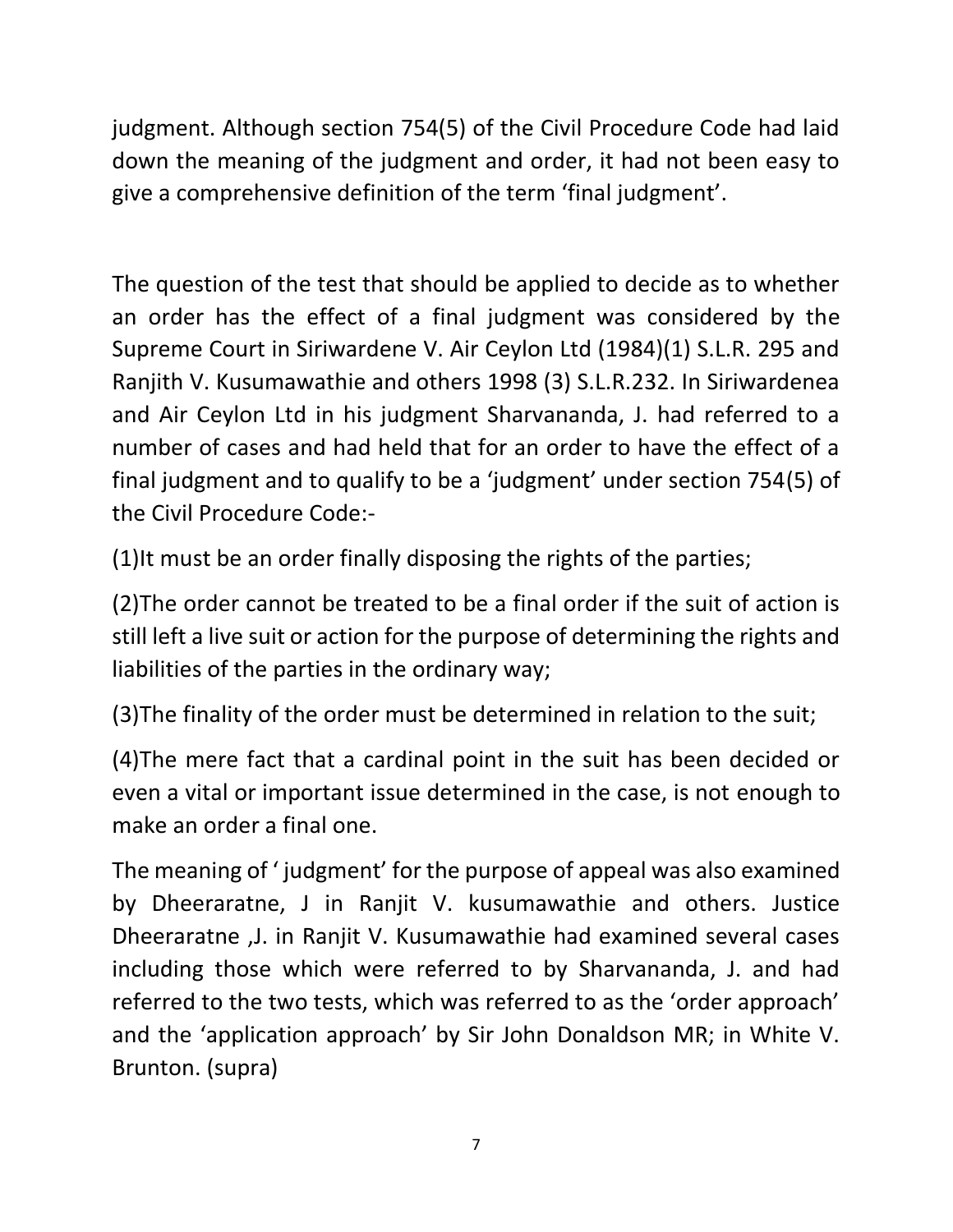judgment. Although section 754(5) of the Civil Procedure Code had laid down the meaning of the judgment and order, it had not been easy to give a comprehensive definition of the term 'final judgment'.

The question of the test that should be applied to decide as to whether an order has the effect of a final judgment was considered by the Supreme Court in Siriwardene V. Air Ceylon Ltd (1984)(1) S.L.R. 295 and Ranjith V. Kusumawathie and others 1998 (3) S.L.R.232. In Siriwardenea and Air Ceylon Ltd in his judgment Sharvananda, J. had referred to a number of cases and had held that for an order to have the effect of a final judgment and to qualify to be a 'judgment' under section 754(5) of the Civil Procedure Code:-

(1)It must be an order finally disposing the rights of the parties;

(2)The order cannot be treated to be a final order if the suit of action is still left a live suit or action for the purpose of determining the rights and liabilities of the parties in the ordinary way;

(3)The finality of the order must be determined in relation to the suit;

(4)The mere fact that a cardinal point in the suit has been decided or even a vital or important issue determined in the case, is not enough to make an order a final one.

The meaning of ' judgment' for the purpose of appeal was also examined by Dheeraratne, J in Ranjit V. kusumawathie and others. Justice Dheeraratne ,J. in Ranjit V. Kusumawathie had examined several cases including those which were referred to by Sharvananda, J. and had referred to the two tests, which was referred to as the 'order approach' and the 'application approach' by Sir John Donaldson MR; in White V. Brunton. (supra)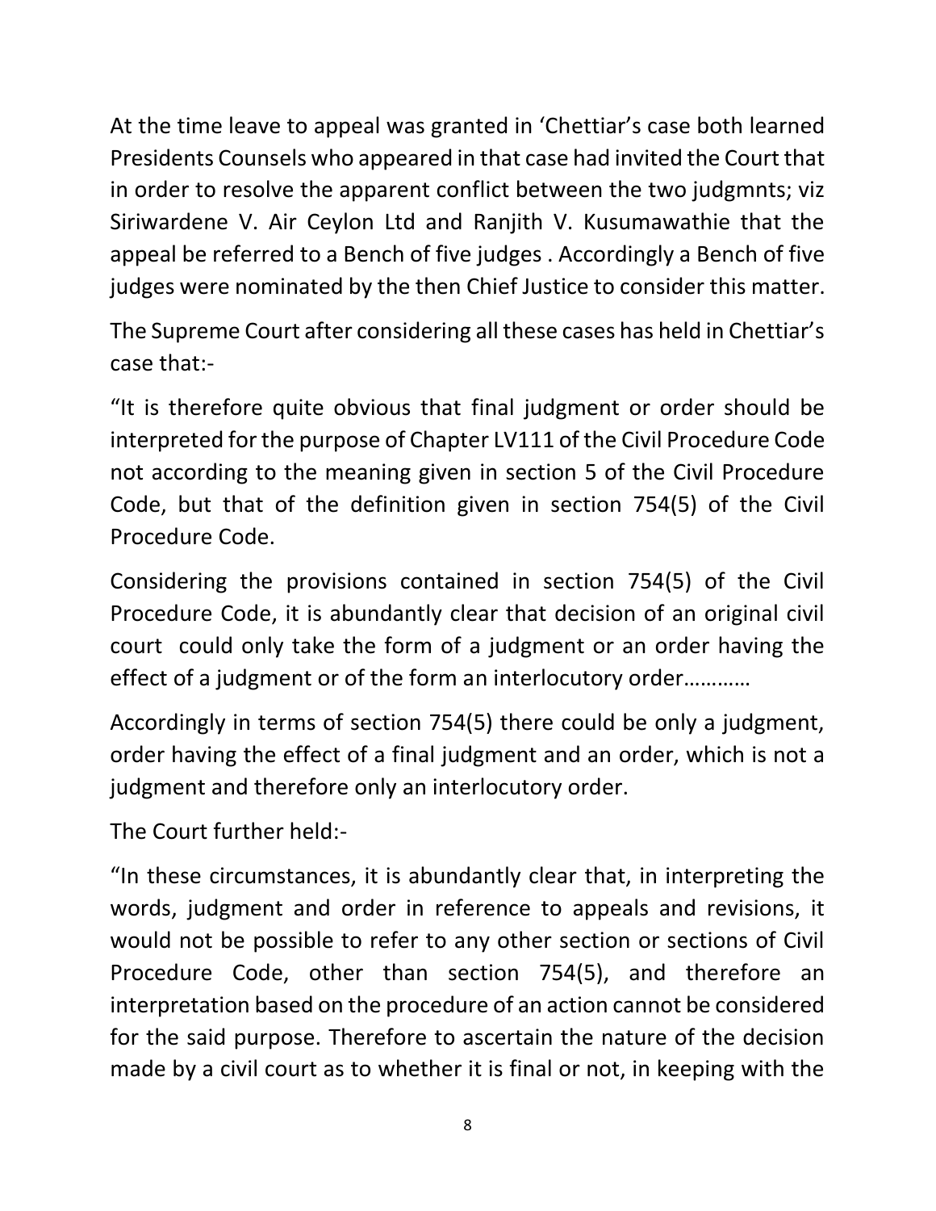At the time leave to appeal was granted in 'Chettiar's case both learned Presidents Counsels who appeared in that case had invited the Court that in order to resolve the apparent conflict between the two judgmnts; viz Siriwardene V. Air Ceylon Ltd and Ranjith V. Kusumawathie that the appeal be referred to a Bench of five judges . Accordingly a Bench of five judges were nominated by the then Chief Justice to consider this matter.

The Supreme Court after considering all these cases has held in Chettiar's case that:-

"It is therefore quite obvious that final judgment or order should be interpreted for the purpose of Chapter LV111 of the Civil Procedure Code not according to the meaning given in section 5 of the Civil Procedure Code, but that of the definition given in section 754(5) of the Civil Procedure Code.

Considering the provisions contained in section 754(5) of the Civil Procedure Code, it is abundantly clear that decision of an original civil court could only take the form of a judgment or an order having the effect of a judgment or of the form an interlocutory order…………

Accordingly in terms of section 754(5) there could be only a judgment, order having the effect of a final judgment and an order, which is not a judgment and therefore only an interlocutory order.

The Court further held:-

"In these circumstances, it is abundantly clear that, in interpreting the words, judgment and order in reference to appeals and revisions, it would not be possible to refer to any other section or sections of Civil Procedure Code, other than section 754(5), and therefore an interpretation based on the procedure of an action cannot be considered for the said purpose. Therefore to ascertain the nature of the decision made by a civil court as to whether it is final or not, in keeping with the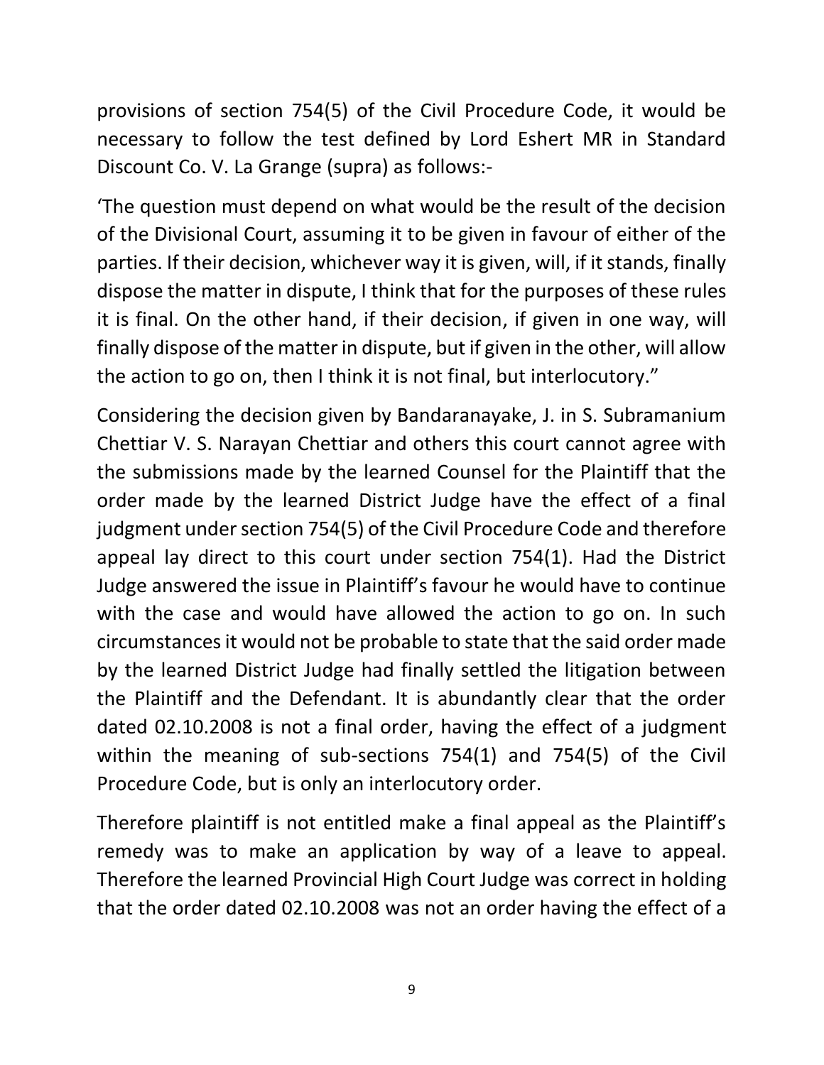provisions of section 754(5) of the Civil Procedure Code, it would be necessary to follow the test defined by Lord Eshert MR in Standard Discount Co. V. La Grange (supra) as follows:-

'The question must depend on what would be the result of the decision of the Divisional Court, assuming it to be given in favour of either of the parties. If their decision, whichever way it is given, will, if it stands, finally dispose the matter in dispute, I think that for the purposes of these rules it is final. On the other hand, if their decision, if given in one way, will finally dispose of the matter in dispute, but if given in the other, will allow the action to go on, then I think it is not final, but interlocutory."

Considering the decision given by Bandaranayake, J. in S. Subramanium Chettiar V. S. Narayan Chettiar and others this court cannot agree with the submissions made by the learned Counsel for the Plaintiff that the order made by the learned District Judge have the effect of a final judgment under section 754(5) of the Civil Procedure Code and therefore appeal lay direct to this court under section 754(1). Had the District Judge answered the issue in Plaintiff's favour he would have to continue with the case and would have allowed the action to go on. In such circumstances it would not be probable to state that the said order made by the learned District Judge had finally settled the litigation between the Plaintiff and the Defendant. It is abundantly clear that the order dated 02.10.2008 is not a final order, having the effect of a judgment within the meaning of sub-sections 754(1) and 754(5) of the Civil Procedure Code, but is only an interlocutory order.

Therefore plaintiff is not entitled make a final appeal as the Plaintiff's remedy was to make an application by way of a leave to appeal. Therefore the learned Provincial High Court Judge was correct in holding that the order dated 02.10.2008 was not an order having the effect of a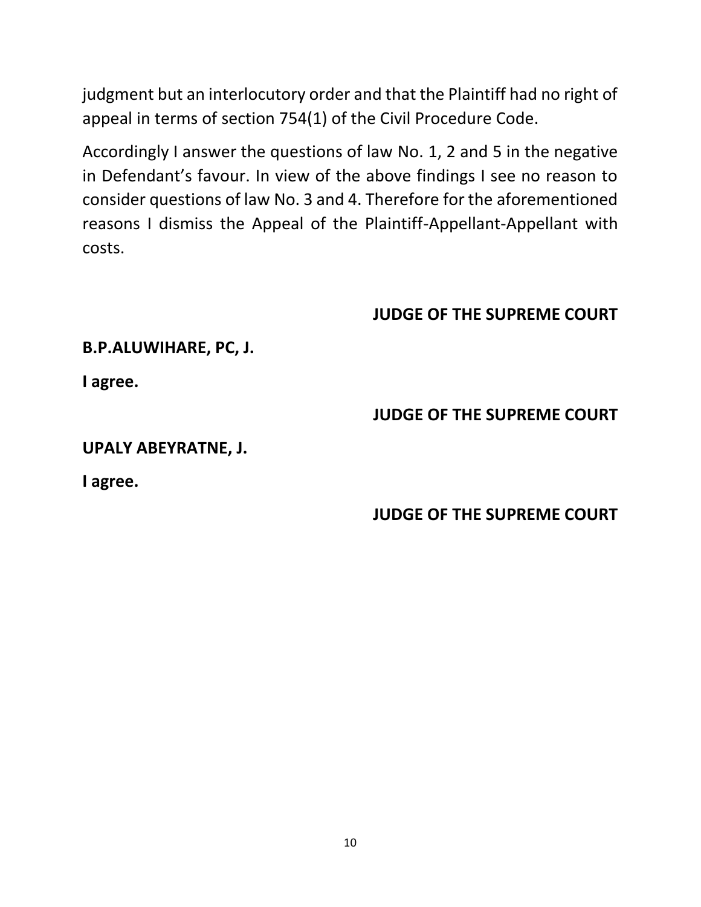judgment but an interlocutory order and that the Plaintiff had no right of appeal in terms of section 754(1) of the Civil Procedure Code.

Accordingly I answer the questions of law No. 1, 2 and 5 in the negative in Defendant's favour. In view of the above findings I see no reason to consider questions of law No. 3 and 4. Therefore for the aforementioned reasons I dismiss the Appeal of the Plaintiff-Appellant-Appellant with costs.

**JUDGE OF THE SUPREME COURT**

**B.P.ALUWIHARE, PC, J.**

**I agree.**

**JUDGE OF THE SUPREME COURT**

**UPALY ABEYRATNE, J.**

**I agree.**

**JUDGE OF THE SUPREME COURT**